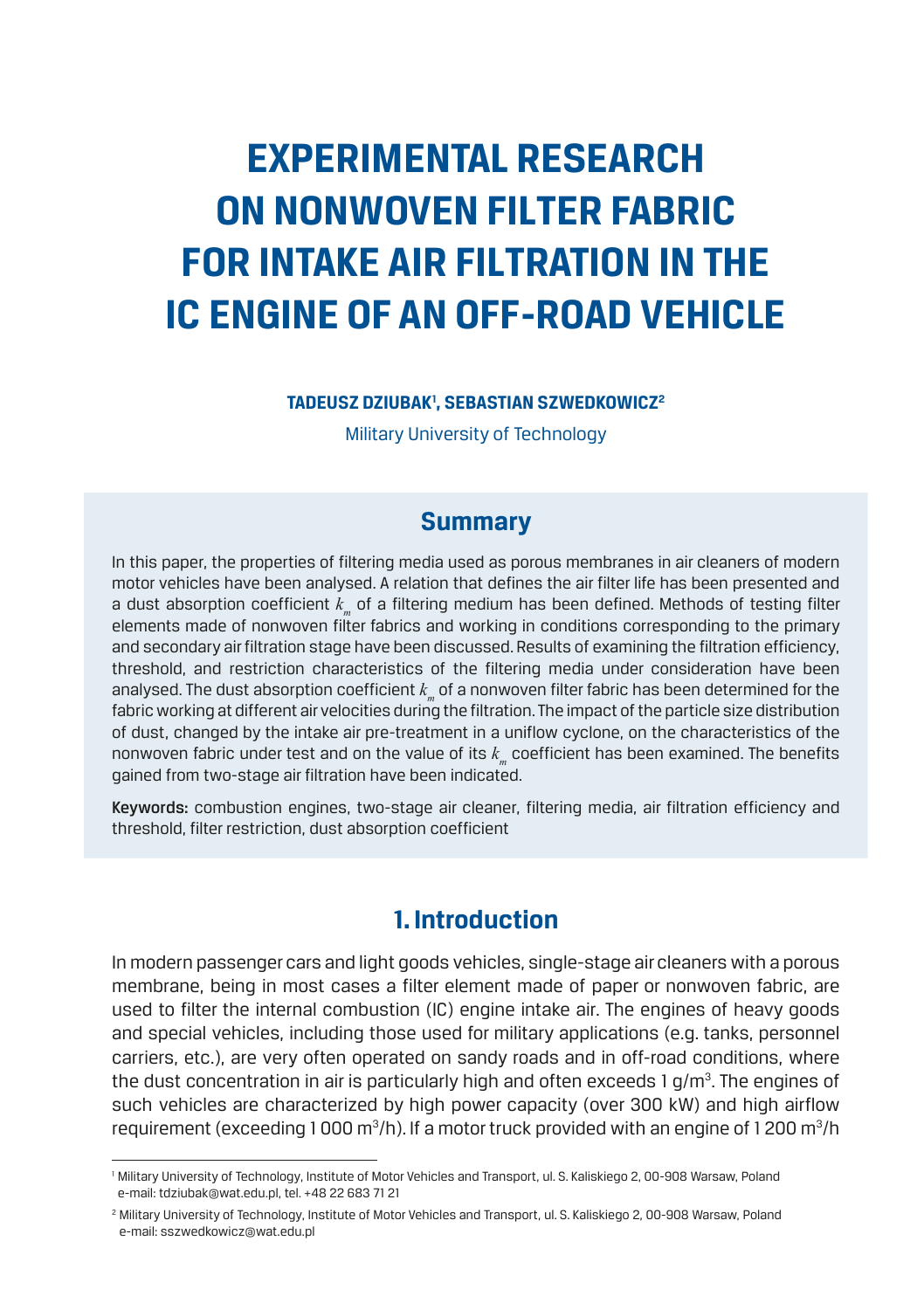# EXPERIMENTAL RESEARCH ON NONWOVEN FILTER FABRIC FOR INTAKE AIR FILTRATION IN THE IC ENGINE OF AN OFF-ROAD VEHICLE

**TADEUSZ DZIUBAK[1], SEBASTIAN SZWEDKOWICZ[2]**

Military University of Technology

## Summary

In this paper, the properties of filtering media used as porous membranes in air cleaners of modern motor vehicles have been analysed. A relation that defines the air filter life has been presented and a dust absorption coefficient $k_m$ of a filtering medium has been defined. Methods of testing filter elements made of nonwoven filter fabrics and working in conditions corresponding to the primary and secondary air filtration stage have been discussed. Results of examining the filtration efficiency, threshold, and restriction characteristics of the filtering media under consideration have been analysed. The dust absorption coefficient $k_m$ of a nonwoven filter fabric has been determined for the fabric working at different air velocities during the filtration. The impact of the particle size distribution of dust, changed by the intake air pre-treatment in a uniflow cyclone, on the characteristics of the nonwoven fabric under test and on the value of its $k_m$ coefficient has been examined. The benefits gained from two-stage air filtration have been indicated.

**Keywords:** combustion engines, two-stage air cleaner, filtering media, air filtration efficiency and threshold, filter restriction, dust absorption coefficient

## 1. Introduction

In modern passenger cars and light goods vehicles, single-stage air cleaners with a porous membrane, being in most cases a filter element made of paper or nonwoven fabric, are used to filter the internal combustion (IC) engine intake air. The engines of heavy goods and special vehicles, including those used for military applications (e.g. tanks, personnel carriers, etc.), are very often operated on sandy roads and in off-road conditions, where the dust concentration in air is particularly high and often exceeds 1 g/m$^3$. The engines of such vehicles are characterized by high power capacity (over 300 kW) and high airflow requirement (exceeding 1 000 m$^3$/h). If a motor truck provided with an engine of 1 200 m$^3$/h

[1] Military University of Technology, Institute of Motor Vehicles and Transport, ul. S. Kaliskiego 2, 00-908 Warsaw, Poland e-mail: tdziubak@wat.edu.pl, tel. +48 22 683 71 21

[2] Military University of Technology, Institute of Motor Vehicles and Transport, ul. S. Kaliskiego 2, 00-908 Warsaw, Poland e-mail: sszwedkowicz@wat.edu.pl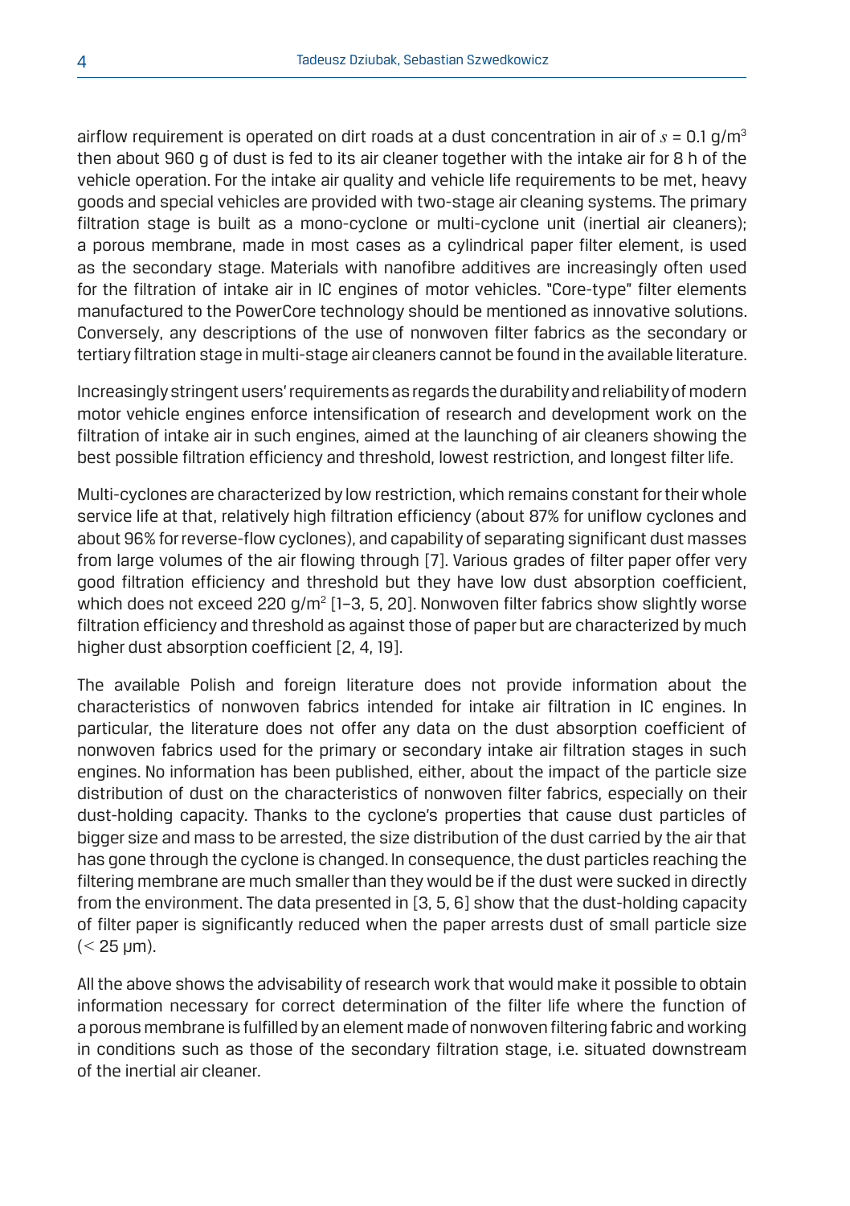airflow requirement is operated on dirt roads at a dust concentration in air of $s$ = 0.1 g/m$^3$ then about 960 g of dust is fed to its air cleaner together with the intake air for 8 h of the vehicle operation. For the intake air quality and vehicle life requirements to be met, heavy goods and special vehicles are provided with two-stage air cleaning systems. The primary filtration stage is built as a mono-cyclone or multi-cyclone unit (inertial air cleaners); a porous membrane, made in most cases as a cylindrical paper filter element, is used as the secondary stage. Materials with nanofibre additives are increasingly often used for the filtration of intake air in IC engines of motor vehicles. "Core-type" filter elements manufactured to the PowerCore technology should be mentioned as innovative solutions. Conversely, any descriptions of the use of nonwoven filter fabrics as the secondary or tertiary filtration stage in multi-stage air cleaners cannot be found in the available literature.

Increasingly stringent users' requirements as regards the durability and reliability of modern motor vehicle engines enforce intensification of research and development work on the filtration of intake air in such engines, aimed at the launching of air cleaners showing the best possible filtration efficiency and threshold, lowest restriction, and longest filter life.

Multi-cyclones are characterized by low restriction, which remains constant for their whole service life at that, relatively high filtration efficiency (about 87% for uniflow cyclones and about 96% for reverse-flow cyclones), and capability of separating significant dust masses from large volumes of the air flowing through [7]. Various grades of filter paper offer very good filtration efficiency and threshold but they have low dust absorption coefficient, which does not exceed 220 g/m$^2$ [1–3, 5, 20]. Nonwoven filter fabrics show slightly worse filtration efficiency and threshold as against those of paper but are characterized by much higher dust absorption coefficient [2, 4, 19].

The available Polish and foreign literature does not provide information about the characteristics of nonwoven fabrics intended for intake air filtration in IC engines. In particular, the literature does not offer any data on the dust absorption coefficient of nonwoven fabrics used for the primary or secondary intake air filtration stages in such engines. No information has been published, either, about the impact of the particle size distribution of dust on the characteristics of nonwoven filter fabrics, especially on their dust-holding capacity. Thanks to the cyclone's properties that cause dust particles of bigger size and mass to be arrested, the size distribution of the dust carried by the air that has gone through the cyclone is changed. In consequence, the dust particles reaching the filtering membrane are much smaller than they would be if the dust were sucked in directly from the environment. The data presented in [3, 5, 6] show that the dust-holding capacity of filter paper is significantly reduced when the paper arrests dust of small particle size (< 25 μm).

All the above shows the advisability of research work that would make it possible to obtain information necessary for correct determination of the filter life where the function of a porous membrane is fulfilled by an element made of nonwoven filtering fabric and working in conditions such as those of the secondary filtration stage, i.e. situated downstream of the inertial air cleaner.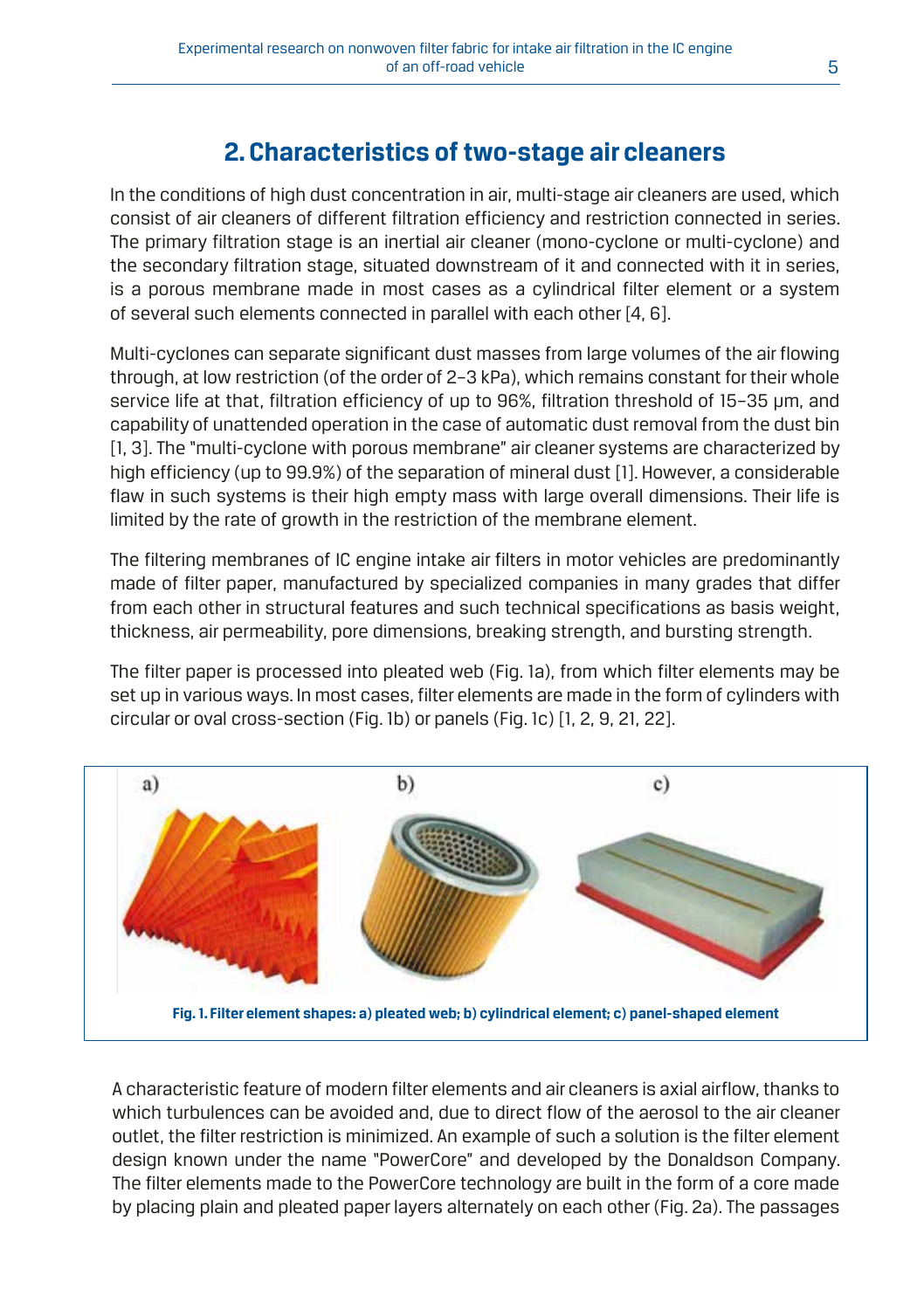## 2. Characteristics of two-stage air cleaners

In the conditions of high dust concentration in air, multi-stage air cleaners are used, which consist of air cleaners of different filtration efficiency and restriction connected in series. The primary filtration stage is an inertial air cleaner (mono-cyclone or multi-cyclone) and the secondary filtration stage, situated downstream of it and connected with it in series, is a porous membrane made in most cases as a cylindrical filter element or a system of several such elements connected in parallel with each other [4, 6].

Multi-cyclones can separate significant dust masses from large volumes of the air flowing through, at low restriction (of the order of 2–3 kPa), which remains constant for their whole service life at that, filtration efficiency of up to 96%, filtration threshold of 15–35 μm, and capability of unattended operation in the case of automatic dust removal from the dust bin [1, 3]. The "multi-cyclone with porous membrane" air cleaner systems are characterized by high efficiency (up to 99.9%) of the separation of mineral dust [1]. However, a considerable flaw in such systems is their high empty mass with large overall dimensions. Their life is limited by the rate of growth in the restriction of the membrane element.

The filtering membranes of IC engine intake air filters in motor vehicles are predominantly made of filter paper, manufactured by specialized companies in many grades that differ from each other in structural features and such technical specifications as basis weight, thickness, air permeability, pore dimensions, breaking strength, and bursting strength.

The filter paper is processed into pleated web (Fig. 1a), from which filter elements may be set up in various ways. In most cases, filter elements are made in the form of cylinders with circular or oval cross-section (Fig. 1b) or panels (Fig. 1c) [1, 2, 9, 21, 22].

a)

b)

c)

**Fig. 1. Filter element shapes: a) pleated web; b) cylindrical element; c) panel-shaped element**

A characteristic feature of modern filter elements and air cleaners is axial airflow, thanks to which turbulences can be avoided and, due to direct flow of the aerosol to the air cleaner outlet, the filter restriction is minimized. An example of such a solution is the filter element design known under the name "PowerCore" and developed by the Donaldson Company. The filter elements made to the PowerCore technology are built in the form of a core made by placing plain and pleated paper layers alternately on each other (Fig. 2a). The passages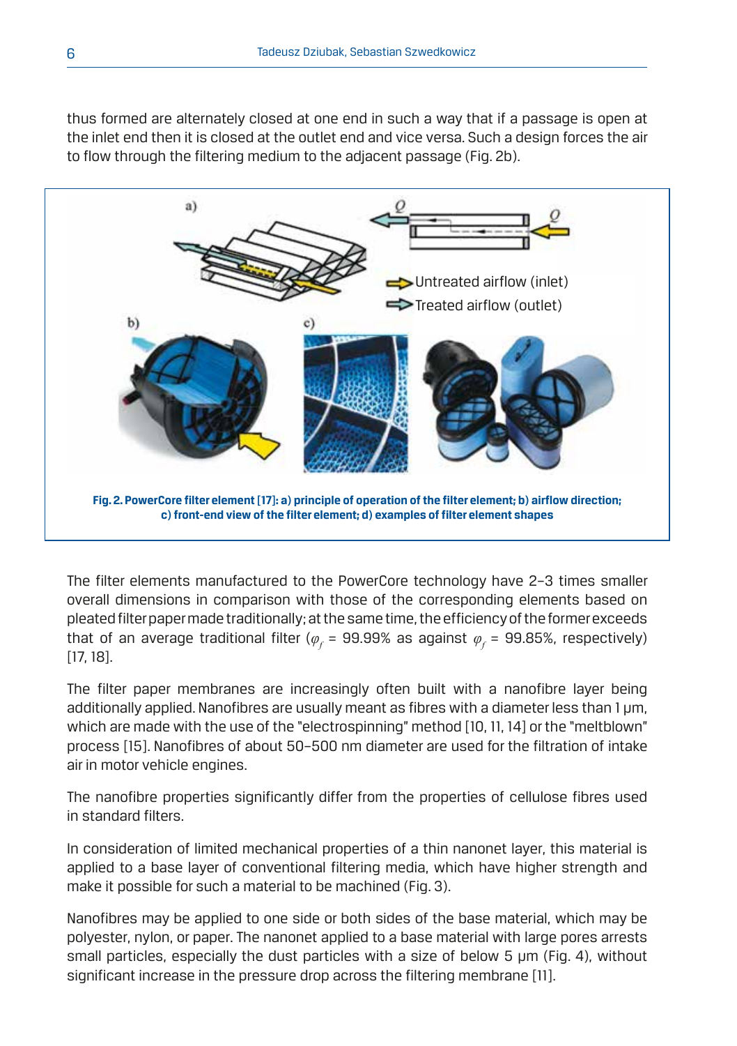thus formed are alternately closed at one end in such a way that if a passage is open at the inlet end then it is closed at the outlet end and vice versa. Such a design forces the air to flow through the filtering medium to the adjacent passage (Fig. 2b).

**Fig. 2. PowerCore filter element [17]: a) principle of operation of the filter element; b) airflow direction; c) front-end view of the filter element; d) examples of filter element shapes**

The filter elements manufactured to the PowerCore technology have 2–3 times smaller overall dimensions in comparison with those of the corresponding elements based on pleated filter paper made traditionally; at the same time, the efficiency of the former exceeds that of an average traditional filter ($\varphi_f$ = 99.99% as against $\varphi_f$ = 99.85%, respectively) [17, 18].

The filter paper membranes are increasingly often built with a nanofibre layer being additionally applied. Nanofibres are usually meant as fibres with a diameter less than 1 μm, which are made with the use of the "electrospinning" method [10, 11, 14] or the "meltblown" process [15]. Nanofibres of about 50–500 nm diameter are used for the filtration of intake air in motor vehicle engines.

The nanofibre properties significantly differ from the properties of cellulose fibres used in standard filters.

In consideration of limited mechanical properties of a thin nanonet layer, this material is applied to a base layer of conventional filtering media, which have higher strength and make it possible for such a material to be machined (Fig. 3).

Nanofibres may be applied to one side or both sides of the base material, which may be polyester, nylon, or paper. The nanonet applied to a base material with large pores arrests small particles, especially the dust particles with a size of below 5 μm (Fig. 4), without significant increase in the pressure drop across the filtering membrane [11].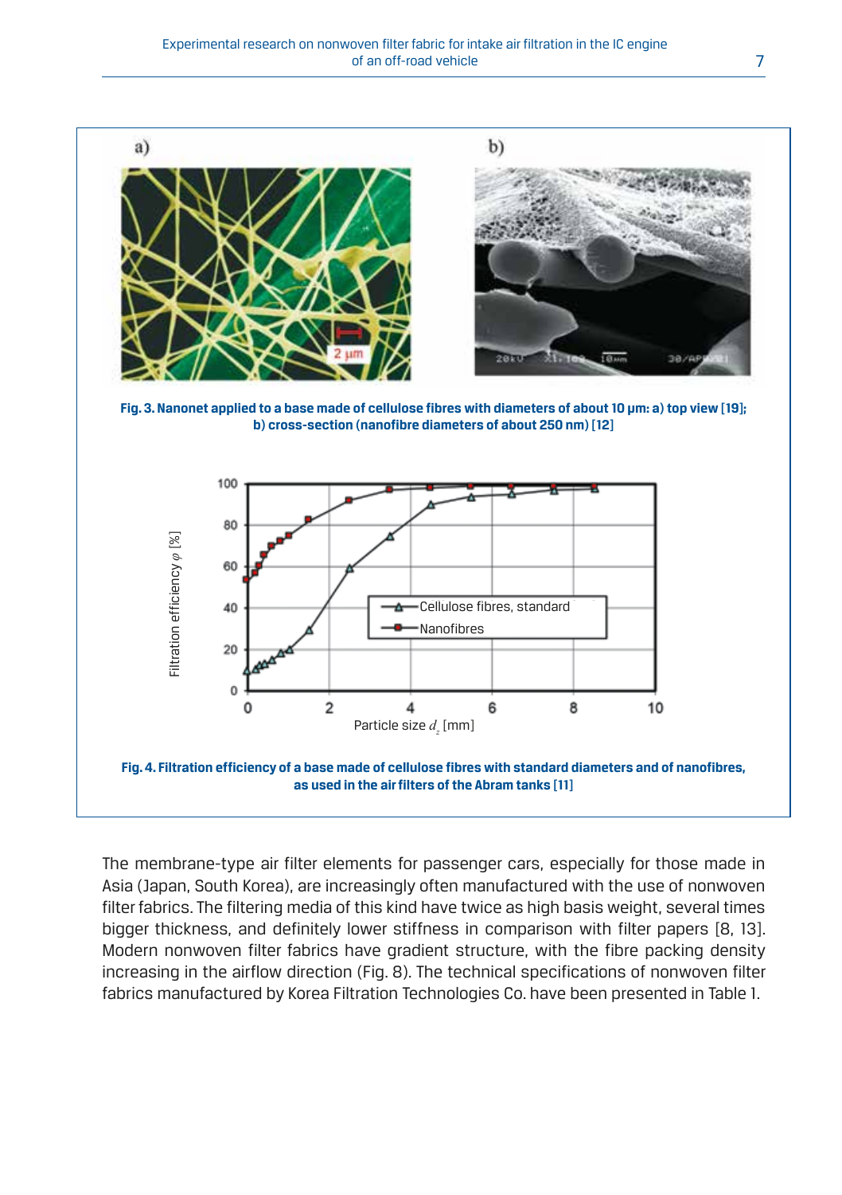a)

2 μm

b)

Fig. 3. Nanonet applied to a base made of cellulose fibres with diameters of about 10 μm: a) top view [19]; b) cross-section (nanofibre diameters of about 250 nm) [12]

Filtration efficiency φ [%]

100
80
60
40
20
0

0
2
4
6
8
10

Particle size $d_z$ [mm]

Cellulose fibres, standard
Nanofibres

Fig. 4. Filtration efficiency of a base made of cellulose fibres with standard diameters and of nanofibres, as used in the air filters of the Abram tanks [11]

The membrane-type air filter elements for passenger cars, especially for those made in Asia (Japan, South Korea), are increasingly often manufactured with the use of nonwoven filter fabrics. The filtering media of this kind have twice as high basis weight, several times bigger thickness, and definitely lower stiffness in comparison with filter papers [8, 13]. Modern nonwoven filter fabrics have gradient structure, with the fibre packing density increasing in the airflow direction (Fig. 8). The technical specifications of nonwoven filter fabrics manufactured by Korea Filtration Technologies Co. have been presented in Table 1.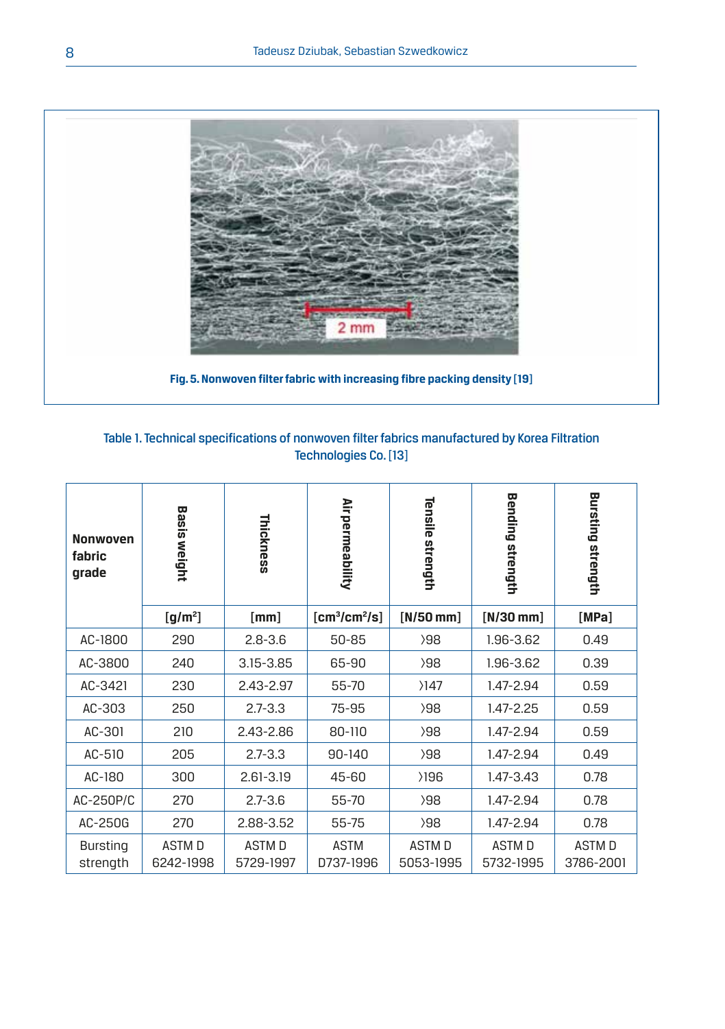Fig. 5. Nonwoven filter fabric with increasing fibre packing density [19]

Table 1. Technical specifications of nonwoven filter fabrics manufactured by Korea Filtration Technologies Co. [13]

| Nonwoven fabric grade | Basis weight | Thickness | Air permeability | Tensile strength | Bending strength | Bursting strength |
| --- | --- | --- | --- | --- | --- | --- |
| | [g/m²] | [mm] | [cm³/cm²/s] | [N/50 mm] | [N/30 mm] | [MPa] |
| AC-1800 | 290 | 2.8-3.6 | 50-85 | ›98 | 1.96-3.62 | 0.49 |
| AC-3800 | 240 | 3.15-3.85 | 65-90 | ›98 | 1.96-3.62 | 0.39 |
| AC-3421 | 230 | 2.43-2.97 | 55-70 | ›147 | 1.47-2.94 | 0.59 |
| AC-303 | 250 | 2.7-3.3 | 75-95 | ›98 | 1.47-2.25 | 0.59 |
| AC-301 | 210 | 2.43-2.86 | 80-110 | ›98 | 1.47-2.94 | 0.59 |
| AC-510 | 205 | 2.7-3.3 | 90-140 | ›98 | 1.47-2.94 | 0.49 |
| AC-180 | 300 | 2.61-3.19 | 45-60 | ›196 | 1.47-3.43 | 0.78 |
| AC-250P/C | 270 | 2.7-3.6 | 55-70 | ›98 | 1.47-2.94 | 0.78 |
| AC-250G | 270 | 2.88-3.52 | 55-75 | ›98 | 1.47-2.94 | 0.78 |
| Bursting strength | ASTM D 6242-1998 | ASTM D 5729-1997 | ASTM D737-1996 | ASTM D 5053-1995 | ASTM D 5732-1995 | ASTM D 3786-2001 |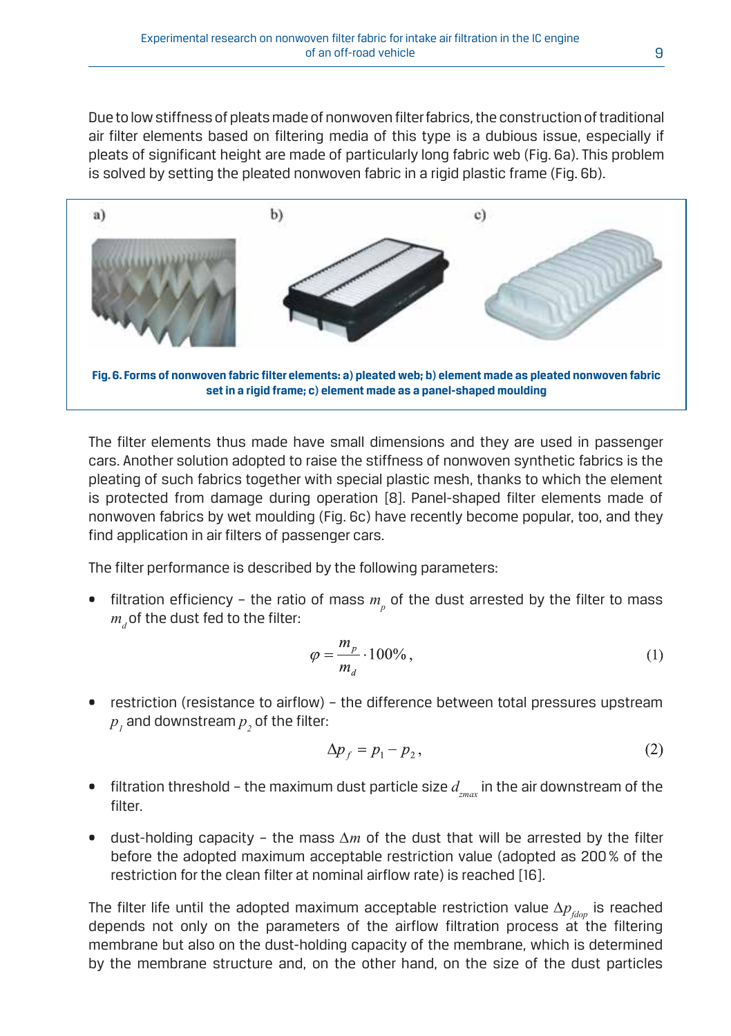Due to low stiffness of pleats made of nonwoven filter fabrics, the construction of traditional air filter elements based on filtering media of this type is a dubious issue, especially if pleats of significant height are made of particularly long fabric web (Fig. 6a). This problem is solved by setting the pleated nonwoven fabric in a rigid plastic frame (Fig. 6b).

a)

b)

c)

**Fig. 6. Forms of nonwoven fabric filter elements: a) pleated web; b) element made as pleated nonwoven fabric set in a rigid frame; c) element made as a panel-shaped moulding**

The filter elements thus made have small dimensions and they are used in passenger cars. Another solution adopted to raise the stiffness of nonwoven synthetic fabrics is the pleating of such fabrics together with special plastic mesh, thanks to which the element is protected from damage during operation [8]. Panel-shaped filter elements made of nonwoven fabrics by wet moulding (Fig. 6c) have recently become popular, too, and they find application in air filters of passenger cars.

The filter performance is described by the following parameters:

- filtration efficiency – the ratio of mass $m_p$ of the dust arrested by the filter to mass $m_d$ of the dust fed to the filter:

$$\varphi = \frac{m_p}{m_d} \cdot 100\%, \tag{1}$$

- restriction (resistance to airflow) – the difference between total pressures upstream $p_1$ and downstream $p_2$ of the filter:

$$\Delta p_f = p_1 - p_2, \tag{2}$$

- filtration threshold – the maximum dust particle size $d_{zmax}$ in the air downstream of the filter.
- dust-holding capacity – the mass $\Delta m$ of the dust that will be arrested by the filter before the adopted maximum acceptable restriction value (adopted as 200 % of the restriction for the clean filter at nominal airflow rate) is reached [16].

The filter life until the adopted maximum acceptable restriction value $\Delta p_{fdop}$ is reached depends not only on the parameters of the airflow filtration process at the filtering membrane but also on the dust-holding capacity of the membrane, which is determined by the membrane structure and, on the other hand, on the size of the dust particles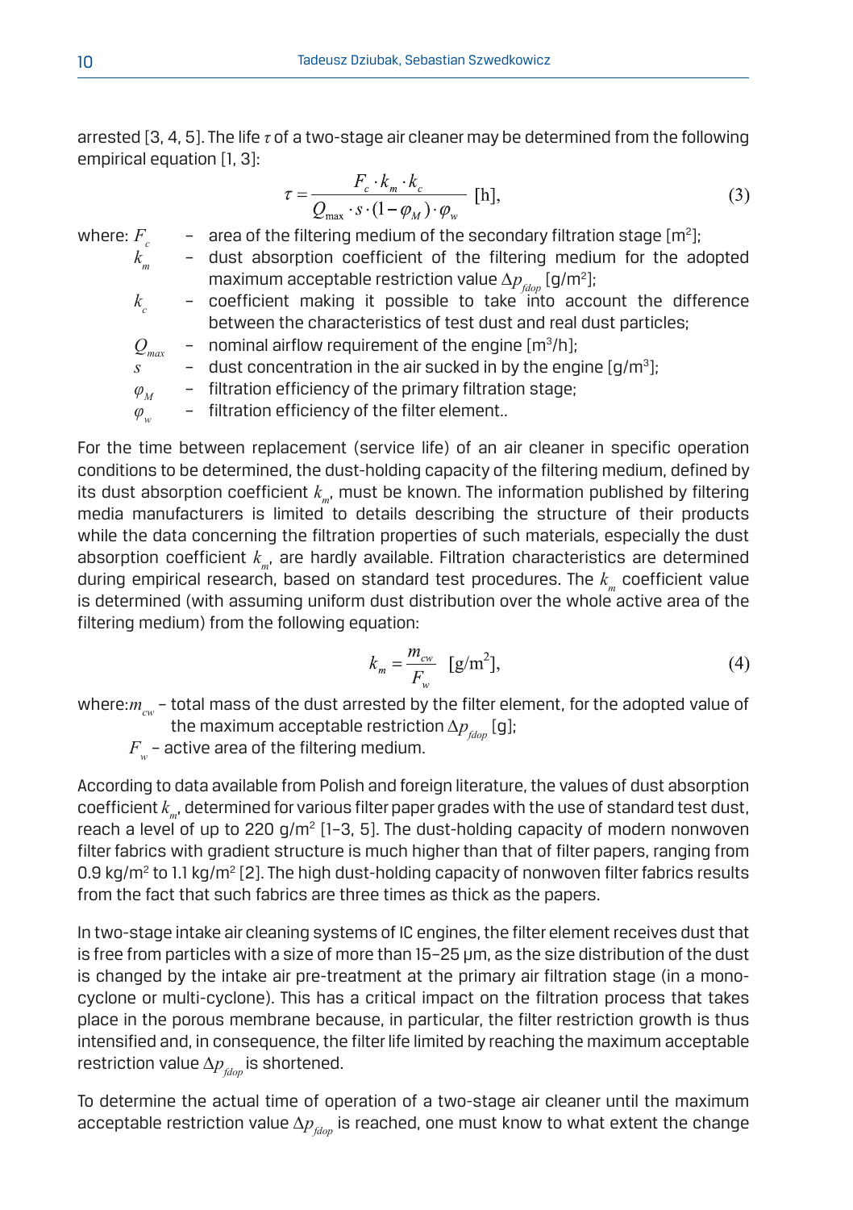arrested [3, 4, 5]. The life $\tau$ of a two-stage air cleaner may be determined from the following empirical equation [1, 3]:

$$\tau = \frac{F_c \cdot k_m \cdot k_c}{Q_{\max} \cdot s \cdot (1 - \varphi_M) \cdot \varphi_w} \text{ [h]}, \tag{3}$$

where: $F_c$ – area of the filtering medium of the secondary filtration stage [m$^2$];
$k_m$ – dust absorption coefficient of the filtering medium for the adopted maximum acceptable restriction value $\Delta p_{fdop}$ [g/m$^2$];
$k_c$ – coefficient making it possible to take into account the difference between the characteristics of test dust and real dust particles;
$Q_{max}$ – nominal airflow requirement of the engine [m$^3$/h];
$s$ – dust concentration in the air sucked in by the engine [g/m$^3$];
$\varphi_M$ – filtration efficiency of the primary filtration stage;
$\varphi_w$ – filtration efficiency of the filter element..

For the time between replacement (service life) of an air cleaner in specific operation conditions to be determined, the dust-holding capacity of the filtering medium, defined by its dust absorption coefficient $k_m$, must be known. The information published by filtering media manufacturers is limited to details describing the structure of their products while the data concerning the filtration properties of such materials, especially the dust absorption coefficient $k_m$, are hardly available. Filtration characteristics are determined during empirical research, based on standard test procedures. The $k_m$ coefficient value is determined (with assuming uniform dust distribution over the whole active area of the filtering medium) from the following equation:

$$k_m = \frac{m_{cw}}{F_w} \text{ [g/m}^2\text{]}, \tag{4}$$

where: $m_{cw}$ – total mass of the dust arrested by the filter element, for the adopted value of the maximum acceptable restriction $\Delta p_{fdop}$ [g];
$F_w$ – active area of the filtering medium.

According to data available from Polish and foreign literature, the values of dust absorption coefficient $k_m$, determined for various filter paper grades with the use of standard test dust, reach a level of up to 220 g/m$^2$ [1–3, 5]. The dust-holding capacity of modern nonwoven filter fabrics with gradient structure is much higher than that of filter papers, ranging from 0.9 kg/m$^2$ to 1.1 kg/m$^2$ [2]. The high dust-holding capacity of nonwoven filter fabrics results from the fact that such fabrics are three times as thick as the papers.

In two-stage intake air cleaning systems of IC engines, the filter element receives dust that is free from particles with a size of more than 15–25 μm, as the size distribution of the dust is changed by the intake air pre-treatment at the primary air filtration stage (in a mono-cyclone or multi-cyclone). This has a critical impact on the filtration process that takes place in the porous membrane because, in particular, the filter restriction growth is thus intensified and, in consequence, the filter life limited by reaching the maximum acceptable restriction value $\Delta p_{fdop}$ is shortened.

To determine the actual time of operation of a two-stage air cleaner until the maximum acceptable restriction value $\Delta p_{fdop}$ is reached, one must know to what extent the change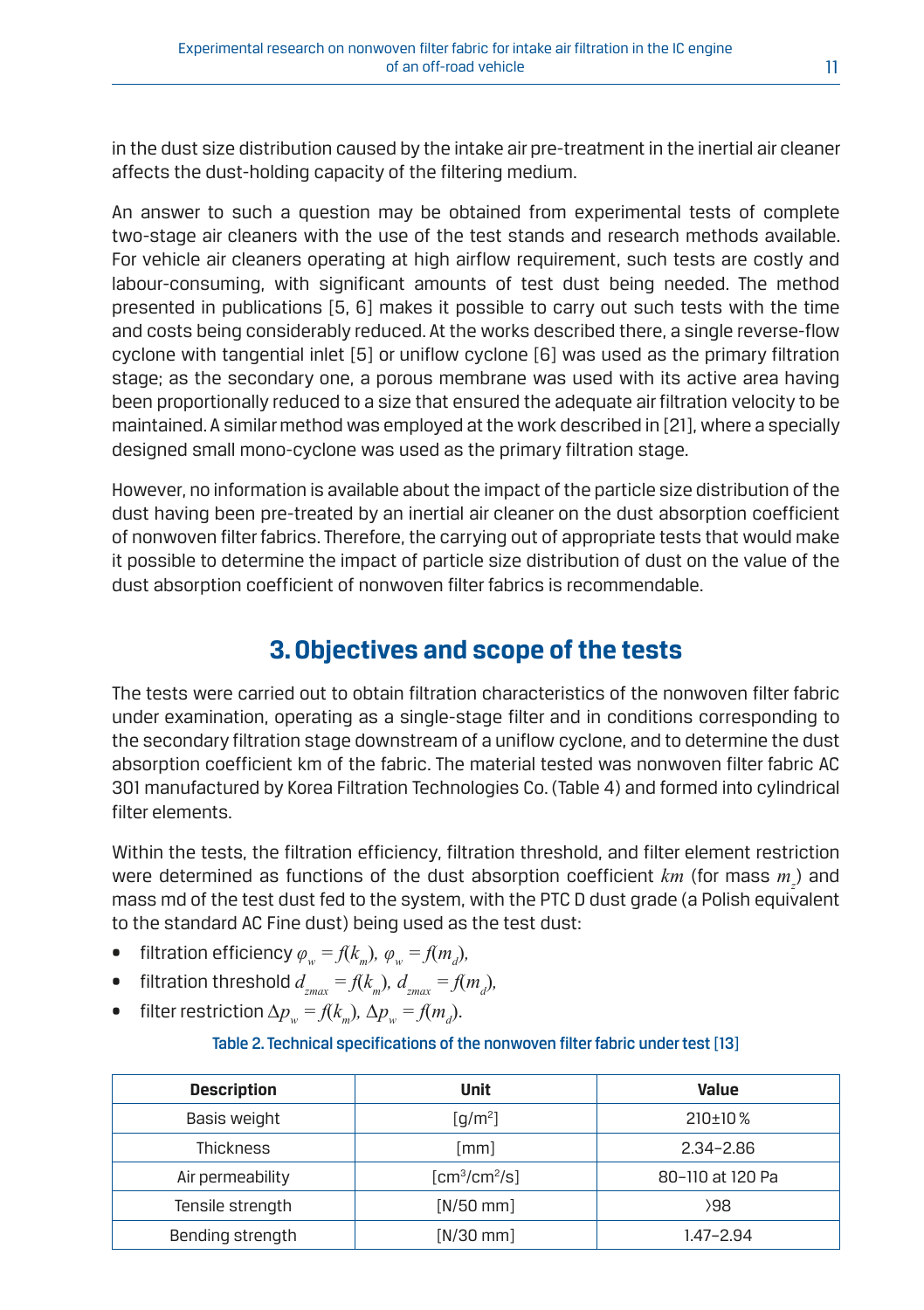in the dust size distribution caused by the intake air pre-treatment in the inertial air cleaner affects the dust-holding capacity of the filtering medium.

An answer to such a question may be obtained from experimental tests of complete two-stage air cleaners with the use of the test stands and research methods available. For vehicle air cleaners operating at high airflow requirement, such tests are costly and labour-consuming, with significant amounts of test dust being needed. The method presented in publications [5, 6] makes it possible to carry out such tests with the time and costs being considerably reduced. At the works described there, a single reverse-flow cyclone with tangential inlet [5] or uniflow cyclone [6] was used as the primary filtration stage; as the secondary one, a porous membrane was used with its active area having been proportionally reduced to a size that ensured the adequate air filtration velocity to be maintained. A similar method was employed at the work described in [21], where a specially designed small mono-cyclone was used as the primary filtration stage.

However, no information is available about the impact of the particle size distribution of the dust having been pre-treated by an inertial air cleaner on the dust absorption coefficient of nonwoven filter fabrics. Therefore, the carrying out of appropriate tests that would make it possible to determine the impact of particle size distribution of dust on the value of the dust absorption coefficient of nonwoven filter fabrics is recommendable.

## 3. Objectives and scope of the tests

The tests were carried out to obtain filtration characteristics of the nonwoven filter fabric under examination, operating as a single-stage filter and in conditions corresponding to the secondary filtration stage downstream of a uniflow cyclone, and to determine the dust absorption coefficient km of the fabric. The material tested was nonwoven filter fabric AC 301 manufactured by Korea Filtration Technologies Co. (Table 4) and formed into cylindrical filter elements.

Within the tests, the filtration efficiency, filtration threshold, and filter element restriction were determined as functions of the dust absorption coefficient $km$ (for mass $m_z$) and mass md of the test dust fed to the system, with the PTC D dust grade (a Polish equivalent to the standard AC Fine dust) being used as the test dust:

- filtration efficiency $\varphi_w = f(k_m)$, $\varphi_w = f(m_d)$,
- filtration threshold $d_{zmax} = f(k_m)$, $d_{zmax} = f(m_d)$,
- filter restriction $\Delta p_w = f(k_m)$, $\Delta p_w = f(m_d)$.

Table 2. Technical specifications of the nonwoven filter fabric under test [13]

| Description | Unit | Value |
|---|---|---|
| Basis weight | [g/m$^2$] | 210±10 % |
| Thickness | [mm] | 2.34–2.86 |
| Air permeability | [cm$^3$/cm$^2$/s] | 80–110 at 120 Pa |
| Tensile strength | [N/50 mm] | >98 |
| Bending strength | [N/30 mm] | 1.47–2.94 |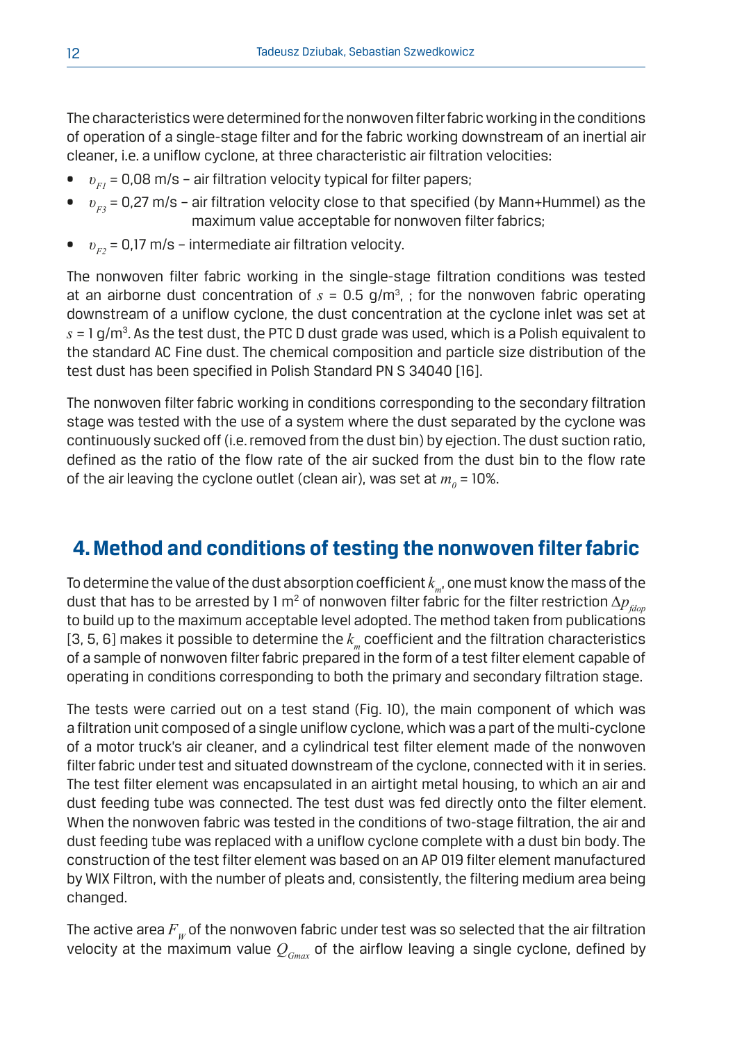The characteristics were determined for the nonwoven filter fabric working in the conditions of operation of a single-stage filter and for the fabric working downstream of an inertial air cleaner, i.e. a uniflow cyclone, at three characteristic air filtration velocities:

- $\upsilon_{F1}$ = 0,08 m/s – air filtration velocity typical for filter papers;
- $\upsilon_{F3}$ = 0,27 m/s – air filtration velocity close to that specified (by Mann+Hummel) as the maximum value acceptable for nonwoven filter fabrics;
- $\upsilon_{F2}$ = 0,17 m/s – intermediate air filtration velocity.

The nonwoven filter fabric working in the single-stage filtration conditions was tested at an airborne dust concentration of $s$ = 0.5 g/m$^3$, ; for the nonwoven fabric operating downstream of a uniflow cyclone, the dust concentration at the cyclone inlet was set at $s$ = 1 g/m$^3$. As the test dust, the PTC D dust grade was used, which is a Polish equivalent to the standard AC Fine dust. The chemical composition and particle size distribution of the test dust has been specified in Polish Standard PN S 34040 [16].

The nonwoven filter fabric working in conditions corresponding to the secondary filtration stage was tested with the use of a system where the dust separated by the cyclone was continuously sucked off (i.e. removed from the dust bin) by ejection. The dust suction ratio, defined as the ratio of the flow rate of the air sucked from the dust bin to the flow rate of the air leaving the cyclone outlet (clean air), was set at $m_0$ = 10%.

## 4. Method and conditions of testing the nonwoven filter fabric

To determine the value of the dust absorption coefficient $k_m$, one must know the mass of the dust that has to be arrested by 1 m$^2$ of nonwoven filter fabric for the filter restriction $\Delta p_{fdop}$ to build up to the maximum acceptable level adopted. The method taken from publications [3, 5, 6] makes it possible to determine the $k_m$ coefficient and the filtration characteristics of a sample of nonwoven filter fabric prepared in the form of a test filter element capable of operating in conditions corresponding to both the primary and secondary filtration stage.

The tests were carried out on a test stand (Fig. 10), the main component of which was a filtration unit composed of a single uniflow cyclone, which was a part of the multi-cyclone of a motor truck's air cleaner, and a cylindrical test filter element made of the nonwoven filter fabric under test and situated downstream of the cyclone, connected with it in series. The test filter element was encapsulated in an airtight metal housing, to which an air and dust feeding tube was connected. The test dust was fed directly onto the filter element. When the nonwoven fabric was tested in the conditions of two-stage filtration, the air and dust feeding tube was replaced with a uniflow cyclone complete with a dust bin body. The construction of the test filter element was based on an AP 019 filter element manufactured by WIX Filtron, with the number of pleats and, consistently, the filtering medium area being changed.

The active area $F_W$ of the nonwoven fabric under test was so selected that the air filtration velocity at the maximum value $Q_{Gmax}$ of the airflow leaving a single cyclone, defined by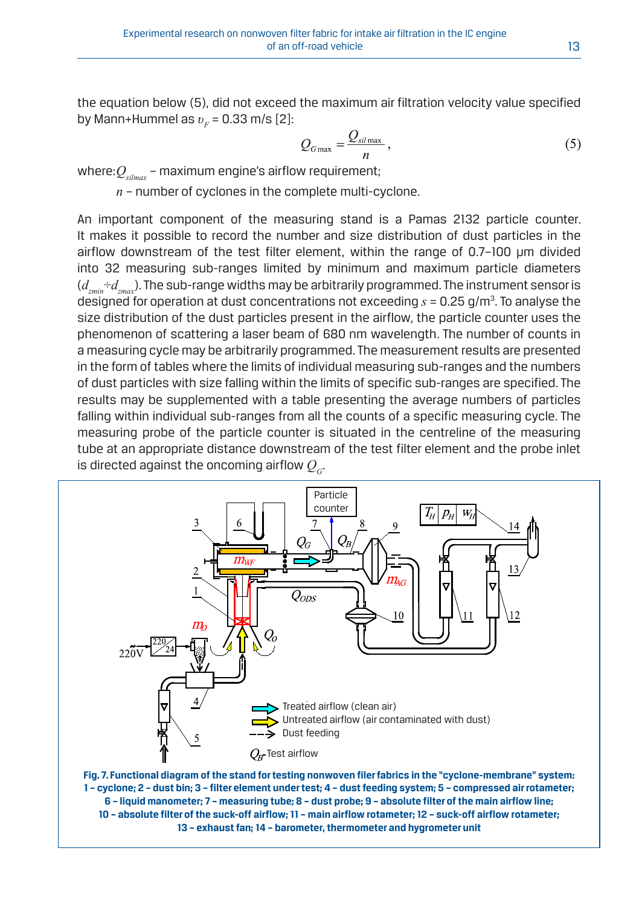the equation below (5), did not exceed the maximum air filtration velocity value specified by Mann+Hummel as $\upsilon_F$ = 0.33 m/s [2]:

$$Q_{G\max} = \frac{Q_{sil\max}}{n}, \tag{5}$$

where: $Q_{silmax}$ – maximum engine's airflow requirement;

$n$ – number of cyclones in the complete multi-cyclone.

An important component of the measuring stand is a Pamas 2132 particle counter. It makes it possible to record the number and size distribution of dust particles in the airflow downstream of the test filter element, within the range of 0.7–100 μm divided into 32 measuring sub-ranges limited by minimum and maximum particle diameters ($d_{zmin} \div d_{zmax}$). The sub-range widths may be arbitrarily programmed. The instrument sensor is designed for operation at dust concentrations not exceeding $s$ = 0.25 g/m$^3$. To analyse the size distribution of the dust particles present in the airflow, the particle counter uses the phenomenon of scattering a laser beam of 680 nm wavelength. The number of counts in a measuring cycle may be arbitrarily programmed. The measurement results are presented in the form of tables where the limits of individual measuring sub-ranges and the numbers of dust particles with size falling within the limits of specific sub-ranges are specified. The results may be supplemented with a table presenting the average numbers of particles falling within individual sub-ranges from all the counts of a specific measuring cycle. The measuring probe of the particle counter is situated in the centreline of the measuring tube at an appropriate distance downstream of the test filter element and the probe inlet is directed against the oncoming airflow $Q_G$.

Particle counter

$T_H$ $p_H$ $W_H$

3 6 7 8 9 14 2 1 10 11 12 13 4 5

$Q_G$ $Q_B$ $m_{WF}$ $m_{AG}$ $Q_{ODS}$ $m_D$ $Q_o$

220V 220 24

Treated airflow (clean air)

Untreated airflow (air contaminated with dust)

Dust feeding

$Q_F$ Test airflow

**Fig. 7. Functional diagram of the stand for testing nonwoven filer fabrics in the "cyclone-membrane" system: 1 – cyclone; 2 – dust bin; 3 – filter element under test; 4 – dust feeding system; 5 – compressed air rotameter; 6 – liquid manometer; 7 – measuring tube; 8 – dust probe; 9 – absolute filter of the main airflow line; 10 – absolute filter of the suck-off airflow; 11 – main airflow rotameter; 12 – suck-off airflow rotameter; 13 – exhaust fan; 14 – barometer, thermometer and hygrometer unit**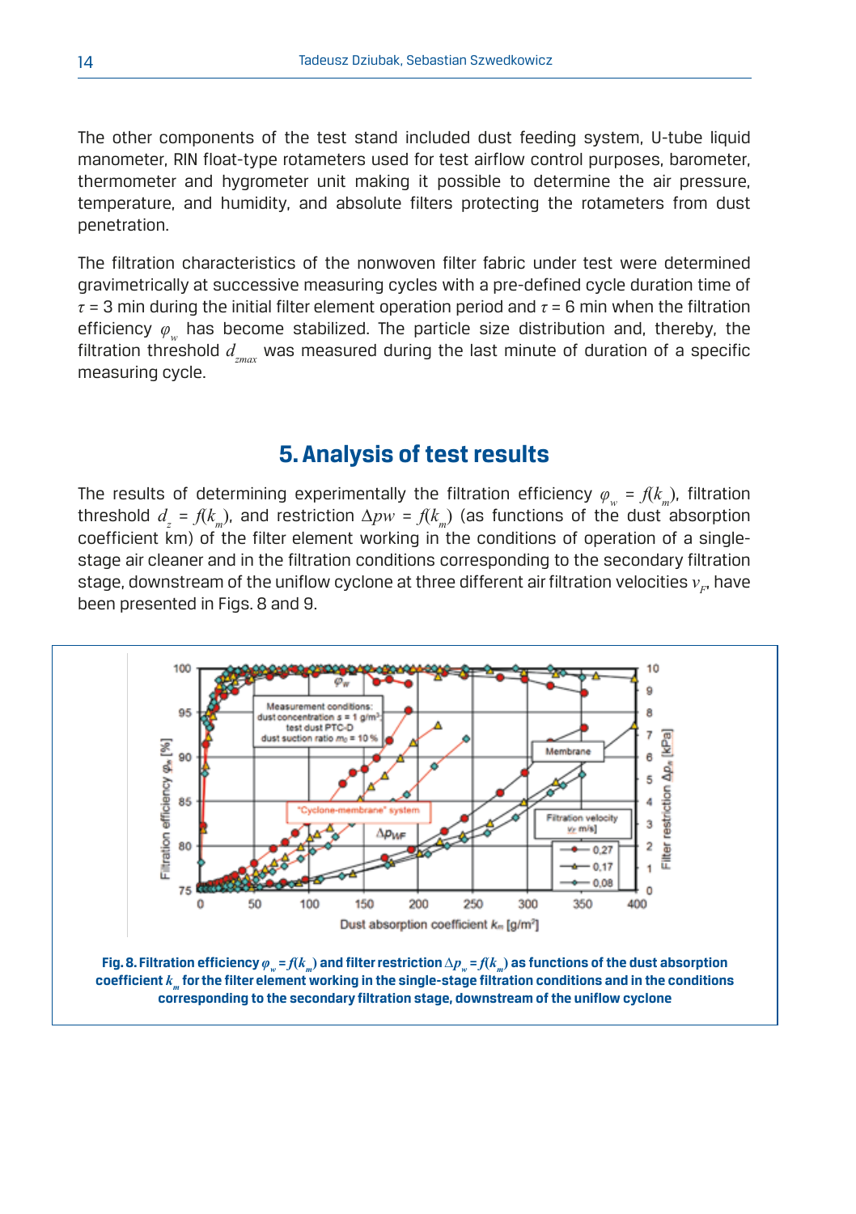The other components of the test stand included dust feeding system, U-tube liquid manometer, RIN float-type rotameters used for test airflow control purposes, barometer, thermometer and hygrometer unit making it possible to determine the air pressure, temperature, and humidity, and absolute filters protecting the rotameters from dust penetration.

The filtration characteristics of the nonwoven filter fabric under test were determined gravimetrically at successive measuring cycles with a pre-defined cycle duration time of $\tau = 3$ min during the initial filter element operation period and $\tau = 6$ min when the filtration efficiency $\varphi_w$ has become stabilized. The particle size distribution and, thereby, the filtration threshold $d_{zmax}$ was measured during the last minute of duration of a specific measuring cycle.

## 5. Analysis of test results

The results of determining experimentally the filtration efficiency $\varphi_w = f(k_m)$, filtration threshold $d_z = f(k_m)$, and restriction $\Delta pw = f(k_m)$ (as functions of the dust absorption coefficient km) of the filter element working in the conditions of operation of a single-stage air cleaner and in the filtration conditions corresponding to the secondary filtration stage, downstream of the uniflow cyclone at three different air filtration velocities $v_F$, have been presented in Figs. 8 and 9.

Filtration efficiency $\varphi_w$ [%]
100
95
90
85
80
75
Filter restriction $\Delta p_w$ [kPa]
10
9
8
7
6
5
4
3
2
1
0
$\varphi_w$
Measurement conditions:
dust concentration s = 1 g/m³
test dust PTC-D
dust suction ratio $m_0$ = 10 %
Membrane
"Cyclone-membrane" system
$\Delta p_{WF}$
Filtration velocity
$v_F$ m/s]
0,27
0,17
0,08
0 50 100 150 200 250 300 350 400
Dust absorption coefficient $k_m$ [g/m²]

**Fig. 8. Filtration efficiency $\varphi_w = f(k_m)$ and filter restriction $\Delta p_w = f(k_m)$ as functions of the dust absorption coefficient $k_m$ for the filter element working in the single-stage filtration conditions and in the conditions corresponding to the secondary filtration stage, downstream of the uniflow cyclone**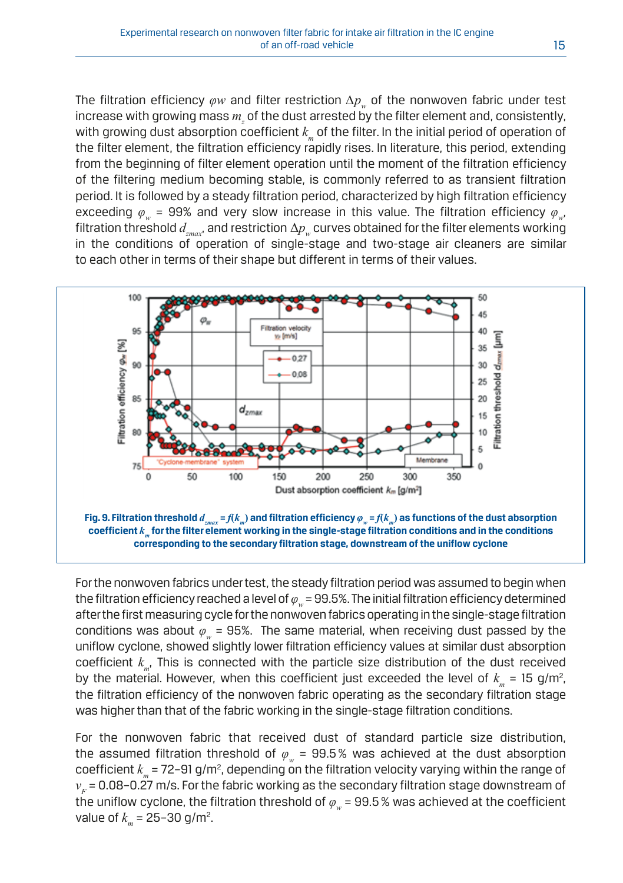The filtration efficiency $\varphi w$ and filter restriction $\Delta p_w$ of the nonwoven fabric under test increase with growing mass $m_z$ of the dust arrested by the filter element and, consistently, with growing dust absorption coefficient $k_m$ of the filter. In the initial period of operation of the filter element, the filtration efficiency rapidly rises. In literature, this period, extending from the beginning of filter element operation until the moment of the filtration efficiency of the filtering medium becoming stable, is commonly referred to as transient filtration period. It is followed by a steady filtration period, characterized by high filtration efficiency exceeding $\varphi_w$ = 99% and very slow increase in this value. The filtration efficiency $\varphi_w$, filtration threshold $d_{zmax}$, and restriction $\Delta p_w$ curves obtained for the filter elements working in the conditions of operation of single-stage and two-stage air cleaners are similar to each other in terms of their shape but different in terms of their values.

Filtration efficiency $\varphi_w$ [%]
Filtration threshold $d_{zmax}$ [μm]
Dust absorption coefficient $k_m$ [g/m²]
$\varphi_w$
$d_{zmax}$
Filtration velocity $v_F$ [m/s]
0,27
0,08
"Cyclone-membrane" system
Membrane
100 95 90 85 80 75
50 45 40 35 30 25 20 15 10 5 0
0 50 100 150 200 250 300 350

**Fig. 9. Filtration threshold $d_{zmax} = f(k_m)$ and filtration efficiency $\varphi_w = f(k_m)$ as functions of the dust absorption coefficient $k_m$ for the filter element working in the single-stage filtration conditions and in the conditions corresponding to the secondary filtration stage, downstream of the uniflow cyclone**

For the nonwoven fabrics under test, the steady filtration period was assumed to begin when the filtration efficiency reached a level of $\varphi_w$ = 99.5%. The initial filtration efficiency determined after the first measuring cycle for the nonwoven fabrics operating in the single-stage filtration conditions was about $\varphi_w$ = 95%. The same material, when receiving dust passed by the uniflow cyclone, showed slightly lower filtration efficiency values at similar dust absorption coefficient $k_m$. This is connected with the particle size distribution of the dust received by the material. However, when this coefficient just exceeded the level of $k_m$ = 15 g/m², the filtration efficiency of the nonwoven fabric operating as the secondary filtration stage was higher than that of the fabric working in the single-stage filtration conditions.

For the nonwoven fabric that received dust of standard particle size distribution, the assumed filtration threshold of $\varphi_w$ = 99.5 % was achieved at the dust absorption coefficient $k_m$ = 72–91 g/m², depending on the filtration velocity varying within the range of $v_F$ = 0.08–0.27 m/s. For the fabric working as the secondary filtration stage downstream of the uniflow cyclone, the filtration threshold of $\varphi_w$ = 99.5 % was achieved at the coefficient value of $k_m$ = 25–30 g/m².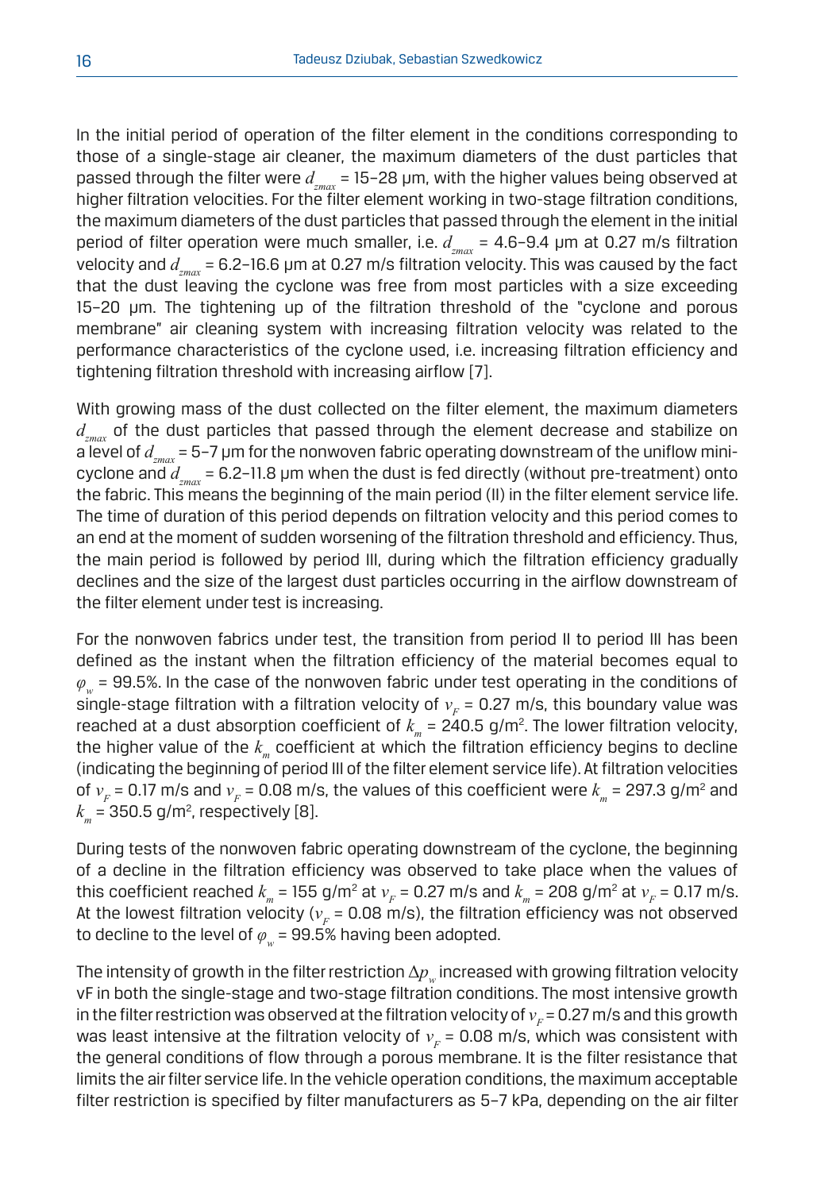In the initial period of operation of the filter element in the conditions corresponding to those of a single-stage air cleaner, the maximum diameters of the dust particles that passed through the filter were $d_{zmax}$ = 15–28 μm, with the higher values being observed at higher filtration velocities. For the filter element working in two-stage filtration conditions, the maximum diameters of the dust particles that passed through the element in the initial period of filter operation were much smaller, i.e. $d_{zmax}$ = 4.6–9.4 μm at 0.27 m/s filtration velocity and $d_{zmax}$ = 6.2–16.6 μm at 0.27 m/s filtration velocity. This was caused by the fact that the dust leaving the cyclone was free from most particles with a size exceeding 15–20 μm. The tightening up of the filtration threshold of the "cyclone and porous membrane" air cleaning system with increasing filtration velocity was related to the performance characteristics of the cyclone used, i.e. increasing filtration efficiency and tightening filtration threshold with increasing airflow [7].

With growing mass of the dust collected on the filter element, the maximum diameters $d_{zmax}$ of the dust particles that passed through the element decrease and stabilize on a level of $d_{zmax}$ = 5–7 μm for the nonwoven fabric operating downstream of the uniflow mini-cyclone and $d_{zmax}$ = 6.2–11.8 μm when the dust is fed directly (without pre-treatment) onto the fabric. This means the beginning of the main period (II) in the filter element service life. The time of duration of this period depends on filtration velocity and this period comes to an end at the moment of sudden worsening of the filtration threshold and efficiency. Thus, the main period is followed by period III, during which the filtration efficiency gradually declines and the size of the largest dust particles occurring in the airflow downstream of the filter element under test is increasing.

For the nonwoven fabrics under test, the transition from period II to period III has been defined as the instant when the filtration efficiency of the material becomes equal to $\varphi_w$ = 99.5%. In the case of the nonwoven fabric under test operating in the conditions of single-stage filtration with a filtration velocity of $v_F$ = 0.27 m/s, this boundary value was reached at a dust absorption coefficient of $k_m$ = 240.5 g/m$^2$. The lower filtration velocity, the higher value of the $k_m$ coefficient at which the filtration efficiency begins to decline (indicating the beginning of period III of the filter element service life). At filtration velocities of $v_F$ = 0.17 m/s and $v_F$ = 0.08 m/s, the values of this coefficient were $k_m$ = 297.3 g/m$^2$ and $k_m$ = 350.5 g/m$^2$, respectively [8].

During tests of the nonwoven fabric operating downstream of the cyclone, the beginning of a decline in the filtration efficiency was observed to take place when the values of this coefficient reached $k_m$ = 155 g/m$^2$ at $v_F$ = 0.27 m/s and $k_m$ = 208 g/m$^2$ at $v_F$ = 0.17 m/s. At the lowest filtration velocity ($v_F$ = 0.08 m/s), the filtration efficiency was not observed to decline to the level of $\varphi_w$ = 99.5% having been adopted.

The intensity of growth in the filter restriction $\Delta p_w$ increased with growing filtration velocity vF in both the single-stage and two-stage filtration conditions. The most intensive growth in the filter restriction was observed at the filtration velocity of $v_F$ = 0.27 m/s and this growth was least intensive at the filtration velocity of $v_F$ = 0.08 m/s, which was consistent with the general conditions of flow through a porous membrane. It is the filter resistance that limits the air filter service life. In the vehicle operation conditions, the maximum acceptable filter restriction is specified by filter manufacturers as 5–7 kPa, depending on the air filter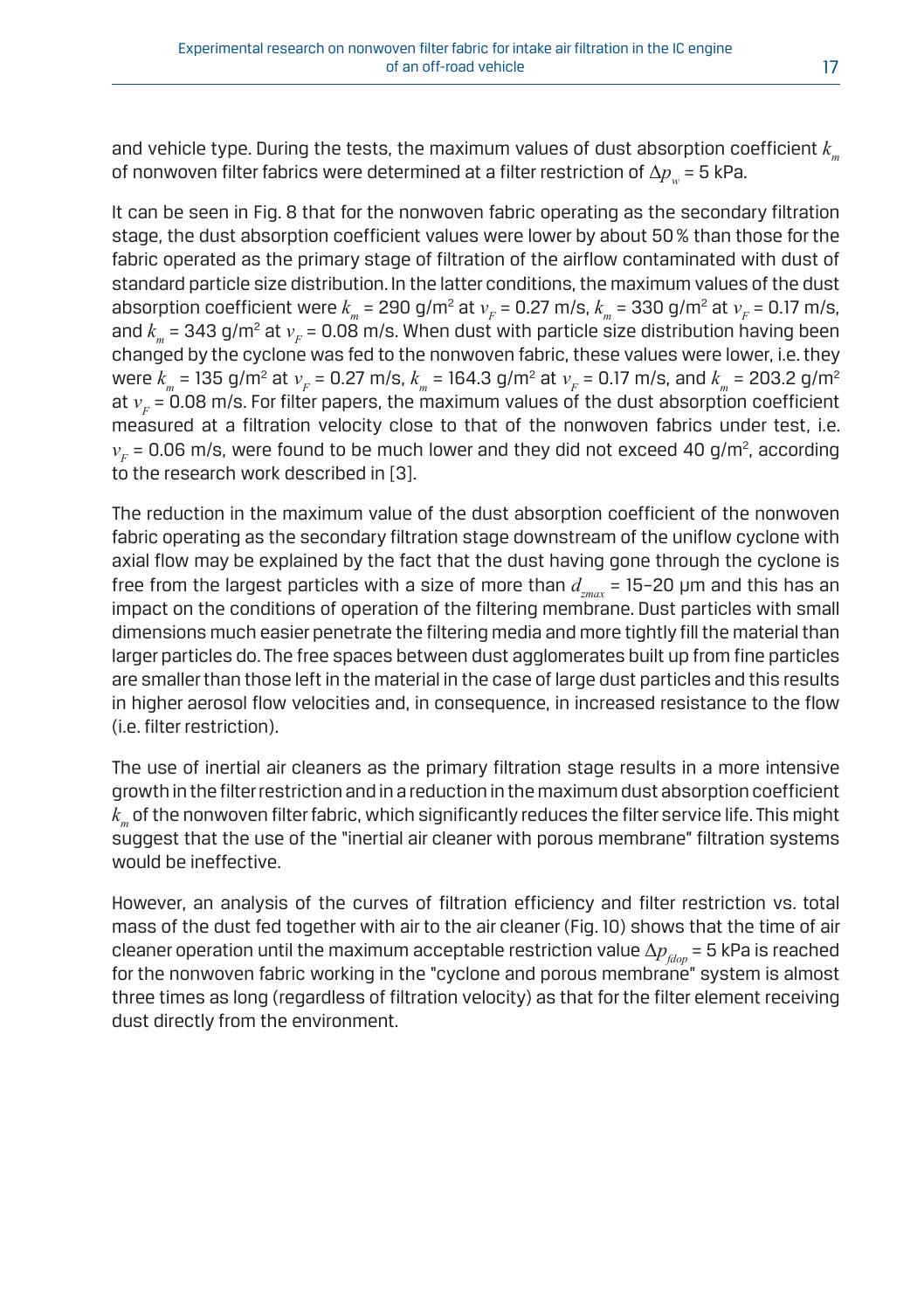and vehicle type. During the tests, the maximum values of dust absorption coefficient $k_m$ of nonwoven filter fabrics were determined at a filter restriction of $\Delta p_w$ = 5 kPa.

It can be seen in Fig. 8 that for the nonwoven fabric operating as the secondary filtration stage, the dust absorption coefficient values were lower by about 50 % than those for the fabric operated as the primary stage of filtration of the airflow contaminated with dust of standard particle size distribution. In the latter conditions, the maximum values of the dust absorption coefficient were $k_m$ = 290 g/m$^2$ at $v_F$ = 0.27 m/s, $k_m$ = 330 g/m$^2$ at $v_F$ = 0.17 m/s, and $k_m$ = 343 g/m$^2$ at $v_F$ = 0.08 m/s. When dust with particle size distribution having been changed by the cyclone was fed to the nonwoven fabric, these values were lower, i.e. they were $k_m$ = 135 g/m$^2$ at $v_F$ = 0.27 m/s, $k_m$ = 164.3 g/m$^2$ at $v_F$ = 0.17 m/s, and $k_m$ = 203.2 g/m$^2$ at $v_F$ = 0.08 m/s. For filter papers, the maximum values of the dust absorption coefficient measured at a filtration velocity close to that of the nonwoven fabrics under test, i.e. $v_F$ = 0.06 m/s, were found to be much lower and they did not exceed 40 g/m$^2$, according to the research work described in [3].

The reduction in the maximum value of the dust absorption coefficient of the nonwoven fabric operating as the secondary filtration stage downstream of the uniflow cyclone with axial flow may be explained by the fact that the dust having gone through the cyclone is free from the largest particles with a size of more than $d_{zmax}$ = 15–20 µm and this has an impact on the conditions of operation of the filtering membrane. Dust particles with small dimensions much easier penetrate the filtering media and more tightly fill the material than larger particles do. The free spaces between dust agglomerates built up from fine particles are smaller than those left in the material in the case of large dust particles and this results in higher aerosol flow velocities and, in consequence, in increased resistance to the flow (i.e. filter restriction).

The use of inertial air cleaners as the primary filtration stage results in a more intensive growth in the filter restriction and in a reduction in the maximum dust absorption coefficient $k_m$ of the nonwoven filter fabric, which significantly reduces the filter service life. This might suggest that the use of the "inertial air cleaner with porous membrane" filtration systems would be ineffective.

However, an analysis of the curves of filtration efficiency and filter restriction vs. total mass of the dust fed together with air to the air cleaner (Fig. 10) shows that the time of air cleaner operation until the maximum acceptable restriction value $\Delta p_{fdop}$ = 5 kPa is reached for the nonwoven fabric working in the "cyclone and porous membrane" system is almost three times as long (regardless of filtration velocity) as that for the filter element receiving dust directly from the environment.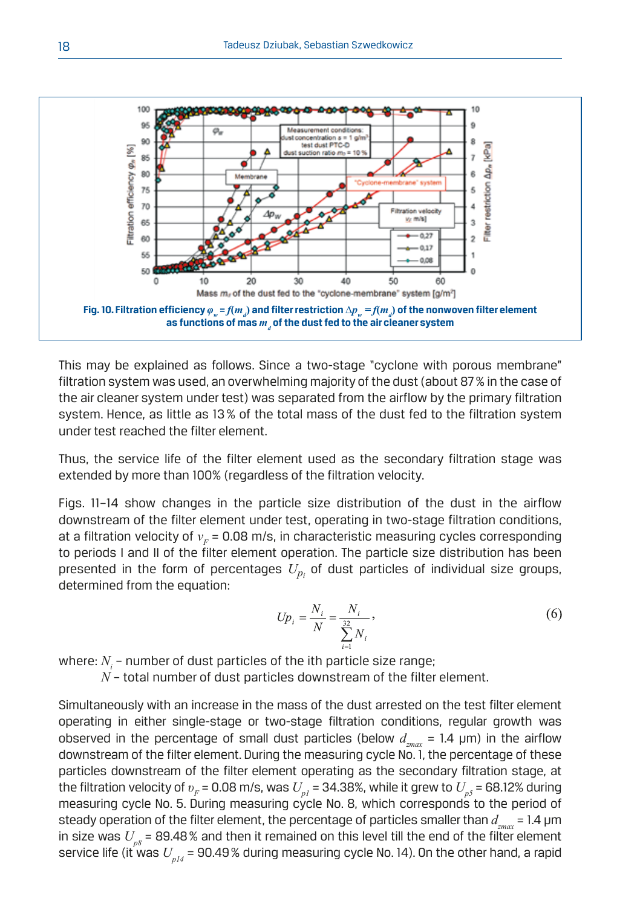100
95
90
85
80
75
70
65
60
55
50

Filtration efficiency $\varphi_w$ [%]

$\varphi_w$

Measurement conditions:
dust concentration s = 1 g/m³
test dust PTC-D
dust suction ratio $m_0$ = 10 %

Membrane

$\Delta p_w$

"Cyclone-membrane" system

Filtration velocity
$v_F$ m/s]

0,27
0,17
0,08

10
9
8
7
6
5
4
3
2
1
0

Filter restriction $\Delta p_w$ [kPa]

0 10 20 30 40 50 60

Mass $m_d$ of the dust fed to the "cyclone-membrane" system [g/m²]

**Fig. 10. Filtration efficiency $\varphi_w = f(m_d)$ and filter restriction $\Delta p_w = f(m_d)$ of the nonwoven filter element as functions of mas $m_d$ of the dust fed to the air cleaner system**

This may be explained as follows. Since a two-stage "cyclone with porous membrane" filtration system was used, an overwhelming majority of the dust (about 87 % in the case of the air cleaner system under test) was separated from the airflow by the primary filtration system. Hence, as little as 13 % of the total mass of the dust fed to the filtration system under test reached the filter element.

Thus, the service life of the filter element used as the secondary filtration stage was extended by more than 100% (regardless of the filtration velocity.

Figs. 11–14 show changes in the particle size distribution of the dust in the airflow downstream of the filter element under test, operating in two-stage filtration conditions, at a filtration velocity of $v_F$ = 0.08 m/s, in characteristic measuring cycles corresponding to periods I and II of the filter element operation. The particle size distribution has been presented in the form of percentages $U_{p_i}$ of dust particles of individual size groups, determined from the equation:

$$Up_i = \frac{N_i}{N} = \frac{N_i}{\sum_{i=1}^{32} N_i}, \tag{6}$$

where: $N_i$ – number of dust particles of the ith particle size range;
$N$ – total number of dust particles downstream of the filter element.

Simultaneously with an increase in the mass of the dust arrested on the test filter element operating in either single-stage or two-stage filtration conditions, regular growth was observed in the percentage of small dust particles (below $d_{zmax}$ = 1.4 μm) in the airflow downstream of the filter element. During the measuring cycle No. 1, the percentage of these particles downstream of the filter element operating as the secondary filtration stage, at the filtration velocity of $v_F$ = 0.08 m/s, was $U_{p1}$ = 34.38%, while it grew to $U_{p5}$ = 68.12% during measuring cycle No. 5. During measuring cycle No. 8, which corresponds to the period of steady operation of the filter element, the percentage of particles smaller than $d_{zmax}$ = 1.4 μm in size was $U_{p8}$ = 89.48 % and then it remained on this level till the end of the filter element service life (it was $U_{p14}$ = 90.49 % during measuring cycle No. 14). On the other hand, a rapid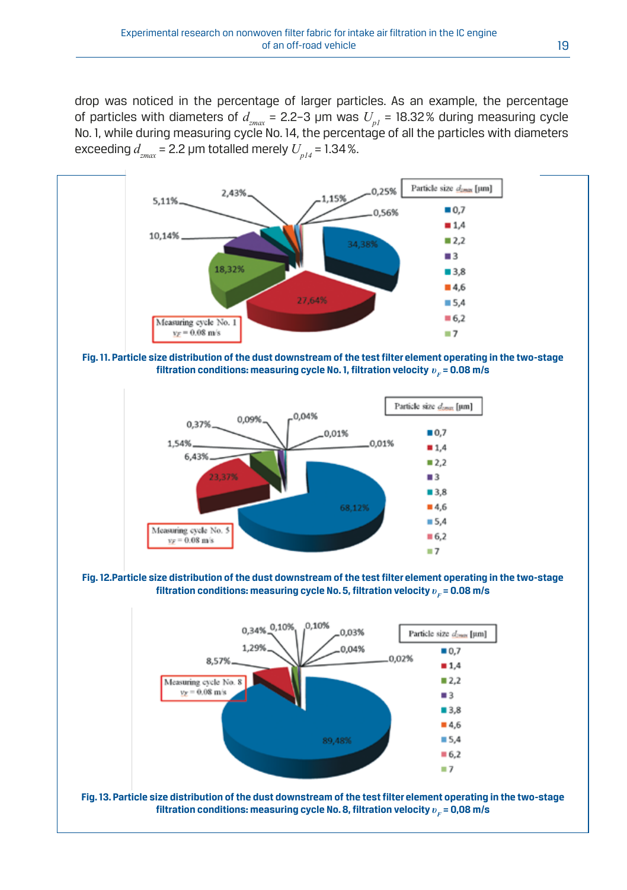drop was noticed in the percentage of larger particles. As an example, the percentage of particles with diameters of $d_{zmax}$ = 2.2–3 μm was $U_{p1}$ = 18.32% during measuring cycle No. 1, while during measuring cycle No. 14, the percentage of all the particles with diameters exceeding $d_{zmax}$ = 2.2 μm totalled merely $U_{p14}$ = 1.34%.

Particle size $d_{zmax}$ [μm]
0,7
1,4
2,2
3
3,8
4,6
5,4
6,2
7

34,38%
27,64%
18,32%
10,14%
5,11%
2,43%
1,15%
0,25%
0,56%

Measuring cycle No. 1
$v_F$ = 0.08 m/s

**Fig. 11. Particle size distribution of the dust downstream of the test filter element operating in the two-stage filtration conditions: measuring cycle No. 1, filtration velocity $\upsilon_F$ = 0.08 m/s**

Particle size $d_{zmax}$ [μm]
0,7
1,4
2,2
3
3,8
4,6
5,4
6,2
7

68,12%
23,37%
6,43%
1,54%
0,37%
0,09%
0,04%
0,01%
0,01%

Measuring cycle No. 5
$v_F$ = 0.08 m/s

**Fig. 12. Particle size distribution of the dust downstream of the test filter element operating in the two-stage filtration conditions: measuring cycle No. 5, filtration velocity $\upsilon_F$ = 0.08 m/s**

Particle size $d_{zmax}$ [μm]
0,7
1,4
2,2
3
3,8
4,6
5,4
6,2
7

89,48%
8,57%
1,29%
0,34%
0,10%
0,10%
0,03%
0,04%
0,02%

Measuring cycle No. 8
$v_F$ = 0.08 m/s

**Fig. 13. Particle size distribution of the dust downstream of the test filter element operating in the two-stage filtration conditions: measuring cycle No. 8, filtration velocity $\upsilon_F$ = 0,08 m/s**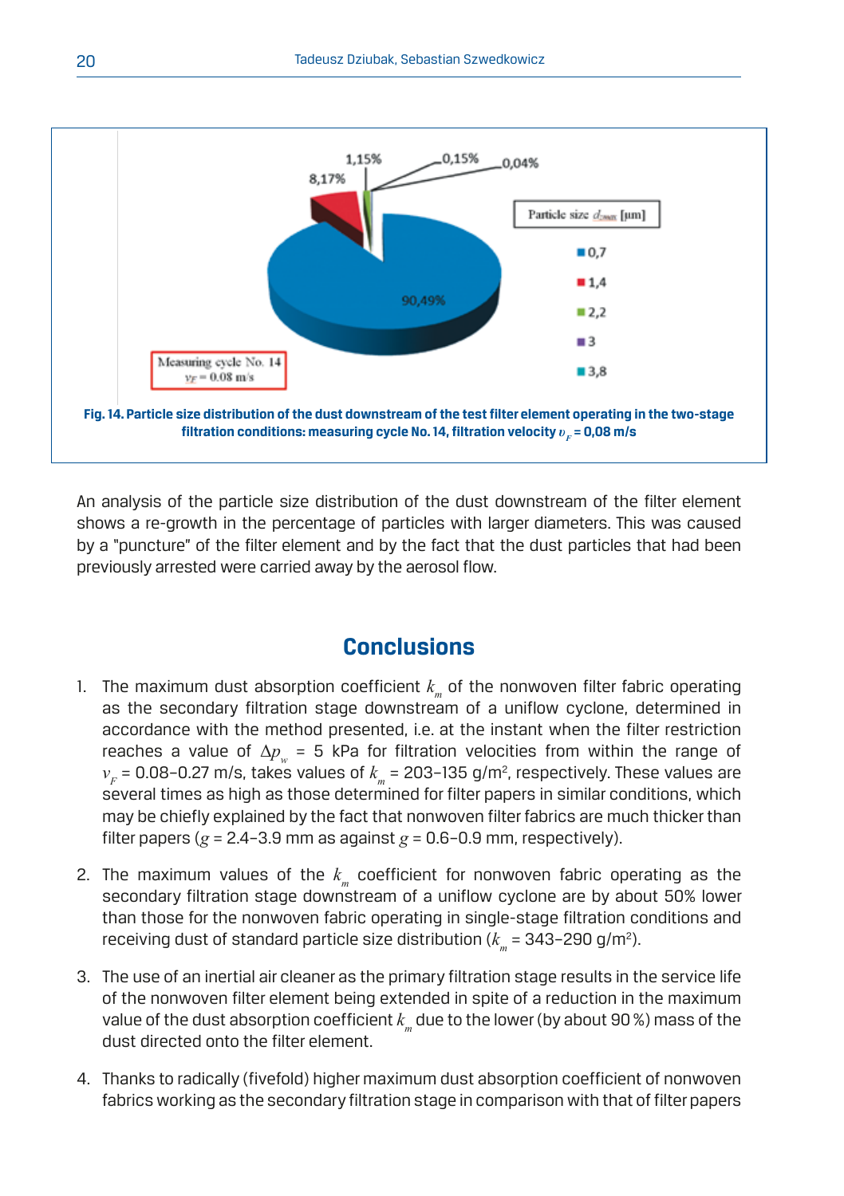1,15%

0,15%

0,04%

8,17%

90,49%

Particle size $d_{zmax}$ [μm]

0,7

1,4

2,2

3

3,8

Measuring cycle No. 14

$v_F$ = 0.08 m/s

**Fig. 14. Particle size distribution of the dust downstream of the test filter element operating in the two-stage filtration conditions: measuring cycle No. 14, filtration velocity $\upsilon_F$ = 0,08 m/s**

An analysis of the particle size distribution of the dust downstream of the filter element shows a re-growth in the percentage of particles with larger diameters. This was caused by a "puncture" of the filter element and by the fact that the dust particles that had been previously arrested were carried away by the aerosol flow.

## Conclusions

1. The maximum dust absorption coefficient $k_m$ of the nonwoven filter fabric operating as the secondary filtration stage downstream of a uniflow cyclone, determined in accordance with the method presented, i.e. at the instant when the filter restriction reaches a value of $\Delta p_w$ = 5 kPa for filtration velocities from within the range of $v_F$ = 0.08–0.27 m/s, takes values of $k_m$ = 203–135 g/m², respectively. These values are several times as high as those determined for filter papers in similar conditions, which may be chiefly explained by the fact that nonwoven filter fabrics are much thicker than filter papers ($g$ = 2.4–3.9 mm as against $g$ = 0.6–0.9 mm, respectively).

2. The maximum values of the $k_m$ coefficient for nonwoven fabric operating as the secondary filtration stage downstream of a uniflow cyclone are by about 50% lower than those for the nonwoven fabric operating in single-stage filtration conditions and receiving dust of standard particle size distribution ($k_m$ = 343–290 g/m²).

3. The use of an inertial air cleaner as the primary filtration stage results in the service life of the nonwoven filter element being extended in spite of a reduction in the maximum value of the dust absorption coefficient $k_m$ due to the lower (by about 90 %) mass of the dust directed onto the filter element.

4. Thanks to radically (fivefold) higher maximum dust absorption coefficient of nonwoven fabrics working as the secondary filtration stage in comparison with that of filter papers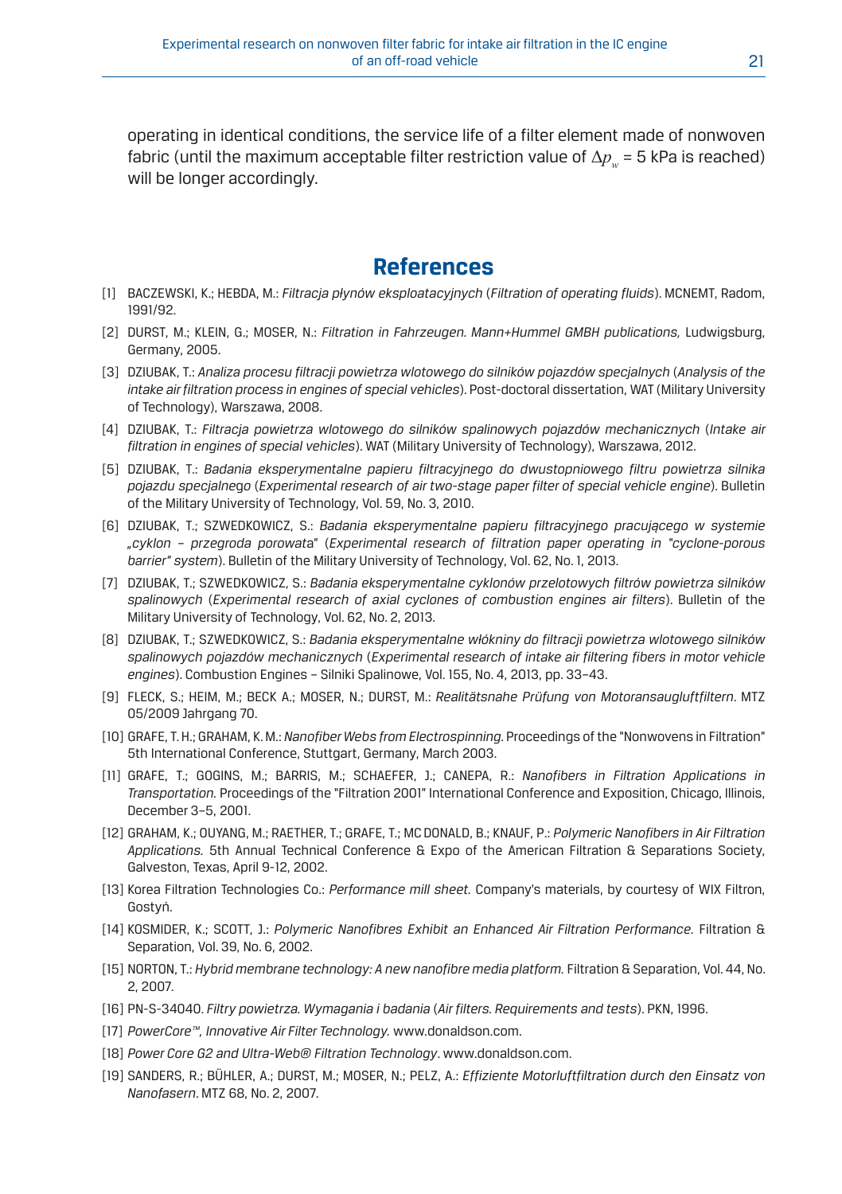operating in identical conditions, the service life of a filter element made of nonwoven fabric (until the maximum acceptable filter restriction value of $\Delta p_w$ = 5 kPa is reached) will be longer accordingly.

## References

[1] BACZEWSKI, K.; HEBDA, M.: *Filtracja płynów eksploatacyjnych* (*Filtration of operating fluids*). MCNEMT, Radom, 1991/92.

[2] DURST, M.; KLEIN, G.; MOSER, N.: *Filtration in Fahrzeugen. Mann+Hummel GMBH publications,* Ludwigsburg, Germany, 2005.

[3] DZIUBAK, T.: *Analiza procesu filtracji powietrza wlotowego do silników pojazdów specjalnych* (*Analysis of the intake air filtration process in engines of special vehicles*). Post-doctoral dissertation, WAT (Military University of Technology), Warszawa, 2008.

[4] DZIUBAK, T.: *Filtracja powietrza wlotowego do silników spalinowych pojazdów mechanicznych* (*Intake air filtration in engines of special vehicles*). WAT (Military University of Technology), Warszawa, 2012.

[5] DZIUBAK, T.: *Badania eksperymentalne papieru filtracyjnego do dwustopniowego filtru powietrza silnika pojazdu specjalnego* (*Experimental research of air two-stage paper filter of special vehicle engine*). Bulletin of the Military University of Technology, Vol. 59, No. 3, 2010.

[6] DZIUBAK, T.; SZWEDKOWICZ, S.: *Badania eksperymentalne papieru filtracyjnego pracującego w systemie „cyklon – przegroda porowata*" (*Experimental research of filtration paper operating in "cyclone-porous barrier" system*). Bulletin of the Military University of Technology, Vol. 62, No. 1, 2013.

[7] DZIUBAK, T.; SZWEDKOWICZ, S.: *Badania eksperymentalne cyklonów przelotowych filtrów powietrza silników spalinowych* (*Experimental research of axial cyclones of combustion engines air filters*). Bulletin of the Military University of Technology, Vol. 62, No. 2, 2013.

[8] DZIUBAK, T.; SZWEDKOWICZ, S.: *Badania eksperymentalne włókniny do filtracji powietrza wlotowego silników spalinowych pojazdów mechanicznych* (*Experimental research of intake air filtering fibers in motor vehicle engines*). Combustion Engines – Silniki Spalinowe, Vol. 155, No. 4, 2013, pp. 33–43.

[9] FLECK, S.; HEIM, M.; BECK A.; MOSER, N.; DURST, M.: *Realitätsnahe Prüfung von Motoransaugluftfiltern*. MTZ 05/2009 Jahrgang 70.

[10] GRAFE, T. H.; GRAHAM, K. M.: *Nanofiber Webs from Electrospinning.* Proceedings of the "Nonwovens in Filtration" 5th International Conference, Stuttgart, Germany, March 2003.

[11] GRAFE, T.; GOGINS, M.; BARRIS, M.; SCHAEFER, J.; CANEPA, R.: *Nanofibers in Filtration Applications in Transportation.* Proceedings of the "Filtration 2001" International Conference and Exposition, Chicago, Illinois, December 3–5, 2001.

[12] GRAHAM, K.; OUYANG, M.; RAETHER, T.; GRAFE, T.; MC DONALD, B.; KNAUF, P.: *Polymeric Nanofibers in Air Filtration Applications.* 5th Annual Technical Conference & Expo of the American Filtration & Separations Society, Galveston, Texas, April 9-12, 2002.

[13] Korea Filtration Technologies Co.: *Performance mill sheet.* Company's materials, by courtesy of WIX Filtron, Gostyń.

[14] KOSMIDER, K.; SCOTT, J.: *Polymeric Nanofibres Exhibit an Enhanced Air Filtration Performance.* Filtration & Separation, Vol. 39, No. 6, 2002.

[15] NORTON, T.: *Hybrid membrane technology: A new nanofibre media platform.* Filtration & Separation, Vol. 44, No. 2, 2007.

[16] PN-S-34040. *Filtry powietrza. Wymagania i badania* (*Air filters. Requirements and tests*). PKN, 1996.

[17] *PowerCore™, Innovative Air Filter Technology.* www.donaldson.com.

[18] *Power Core G2 and Ultra-Web® Filtration Technology*. www.donaldson.com.

[19] SANDERS, R.; BÜHLER, A.; DURST, M.; MOSER, N.; PELZ, A.: *Effiziente Motorluftfiltration durch den Einsatz von Nanofasern*. MTZ 68, No. 2, 2007.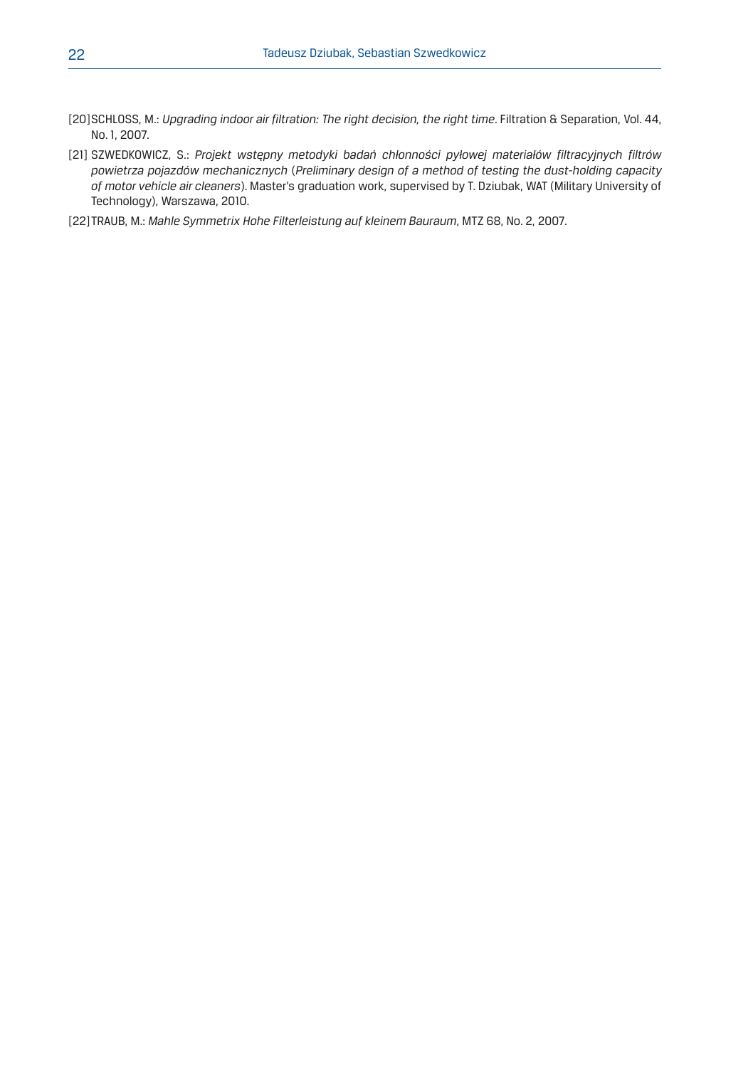[20] SCHLOSS, M.: *Upgrading indoor air filtration: The right decision, the right time*. Filtration & Separation, Vol. 44, No. 1, 2007.

[21] SZWEDKOWICZ, S.: *Projekt wstępny metodyki badań chłonności pyłowej materiałów filtracyjnych filtrów powietrza pojazdów mechanicznych* (*Preliminary design of a method of testing the dust-holding capacity of motor vehicle air cleaners*). Master's graduation work, supervised by T. Dziubak, WAT (Military University of Technology), Warszawa, 2010.

[22] TRAUB, M.: *Mahle Symmetrix Hohe Filterleistung auf kleinem Bauraum*, MTZ 68, No. 2, 2007.